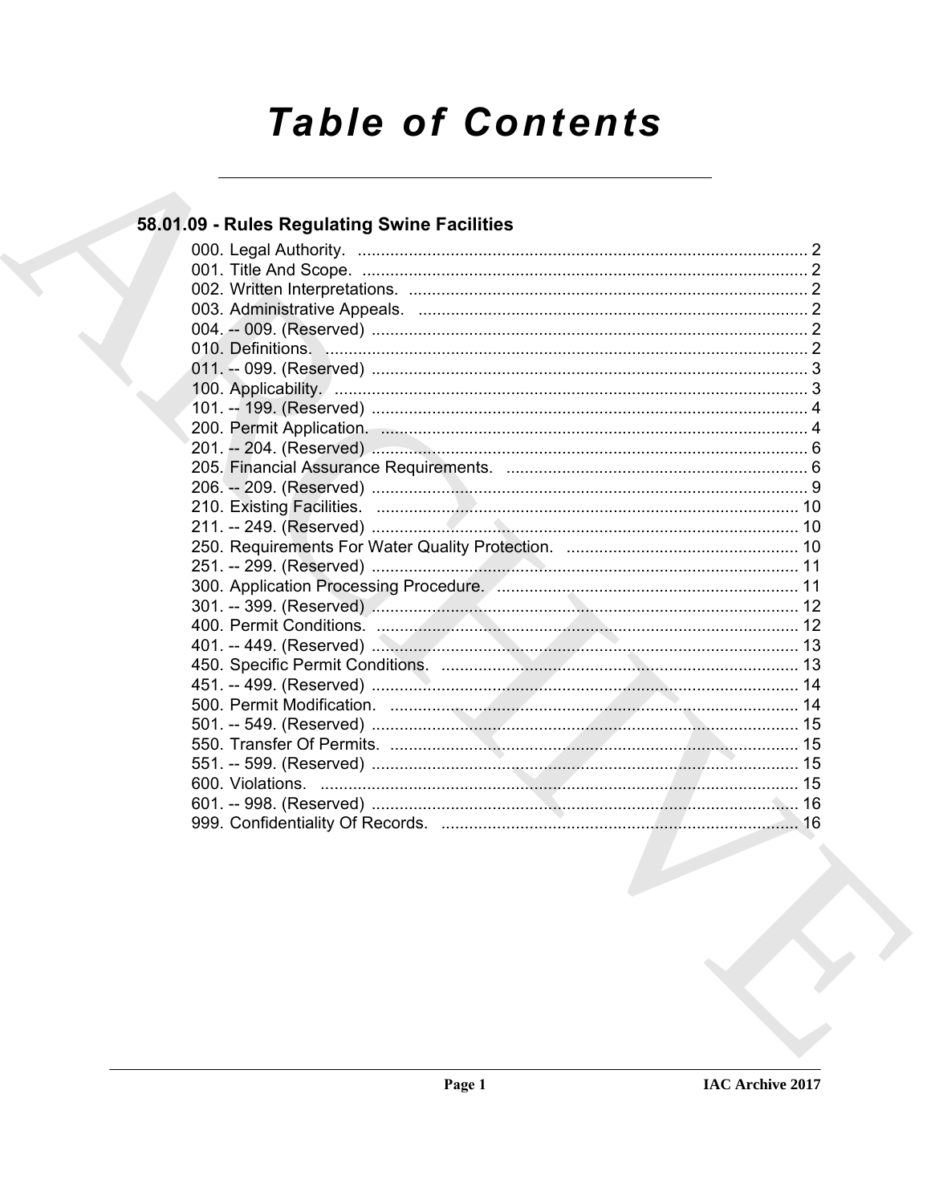# Table of Contents

## 58.01.09 - Rules Regulating Swine Facilities

000. Legal Authority. ........................................................................................ 2
001. Title And Scope. ........................................................................................ 2
002. Written Interpretations. ................................................................................ 2
003. Administrative Appeals. ................................................................................ 2
004. -- 009. (Reserved) ...................................................................................... 2
010. Definitions. ............................................................................................. 2
011. -- 099. (Reserved) ...................................................................................... 3
100. Applicability. ........................................................................................... 3
101. -- 199. (Reserved) ...................................................................................... 4
200. Permit Application. ..................................................................................... 4
201. -- 204. (Reserved) ...................................................................................... 6
205. Financial Assurance Requirements. ..................................................................... 6
206. -- 209. (Reserved) ...................................................................................... 9
210. Existing Facilities. .................................................................................... 10
211. -- 249. (Reserved) ..................................................................................... 10
250. Requirements For Water Quality Protection. ........................................................... 10
251. -- 299. (Reserved) ..................................................................................... 11
300. Application Processing Procedure. ..................................................................... 11
301. -- 399. (Reserved) ..................................................................................... 12
400. Permit Conditions. ..................................................................................... 12
401. -- 449. (Reserved) ..................................................................................... 13
450. Specific Permit Conditions. ............................................................................ 13
451. -- 499. (Reserved) ..................................................................................... 14
500. Permit Modification. ................................................................................... 14
501. -- 549. (Reserved) ..................................................................................... 15
550. Transfer Of Permits. ................................................................................... 15
551. -- 599. (Reserved) ..................................................................................... 15
600. Violations. ............................................................................................ 15
601. -- 998. (Reserved) ..................................................................................... 16
999. Confidentiality Of Records. ............................................................................ 16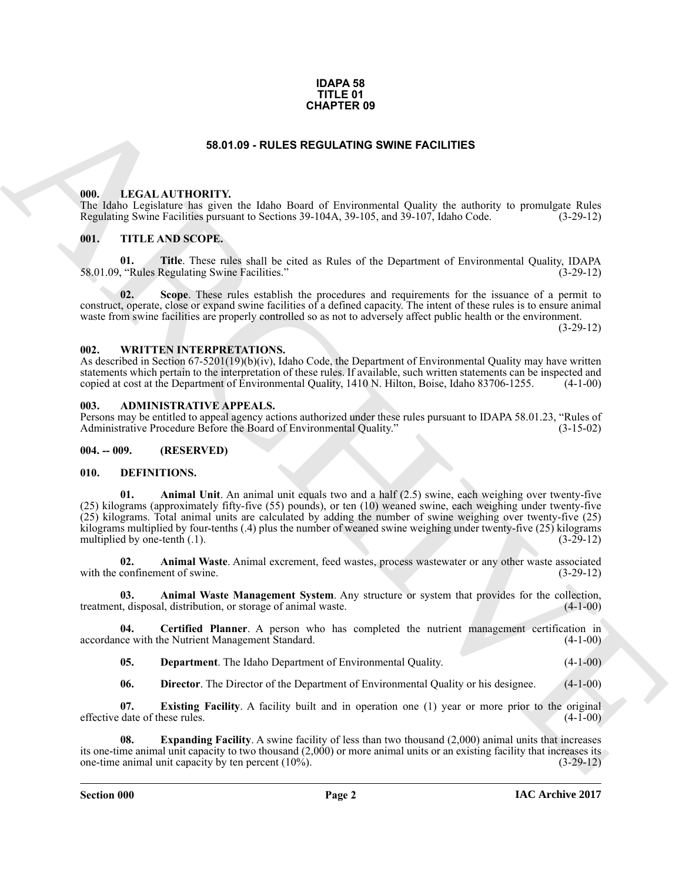**IDAPA 58**
**TITLE 01**
**CHAPTER 09**

# 58.01.09 - RULES REGULATING SWINE FACILITIES

## 000. LEGAL AUTHORITY.

The Idaho Legislature has given the Idaho Board of Environmental Quality the authority to promulgate Rules Regulating Swine Facilities pursuant to Sections 39-104A, 39-105, and 39-107, Idaho Code. (3-29-12)

## 001. TITLE AND SCOPE.

**01. Title**. These rules shall be cited as Rules of the Department of Environmental Quality, IDAPA 58.01.09, "Rules Regulating Swine Facilities." (3-29-12)

**02. Scope**. These rules establish the procedures and requirements for the issuance of a permit to construct, operate, close or expand swine facilities of a defined capacity. The intent of these rules is to ensure animal waste from swine facilities are properly controlled so as not to adversely affect public health or the environment. (3-29-12)

## 002. WRITTEN INTERPRETATIONS.

As described in Section 67-5201(19)(b)(iv), Idaho Code, the Department of Environmental Quality may have written statements which pertain to the interpretation of these rules. If available, such written statements can be inspected and copied at cost at the Department of Environmental Quality, 1410 N. Hilton, Boise, Idaho 83706-1255. (4-1-00)

## 003. ADMINISTRATIVE APPEALS.

Persons may be entitled to appeal agency actions authorized under these rules pursuant to IDAPA 58.01.23, "Rules of Administrative Procedure Before the Board of Environmental Quality." (3-15-02)

## 004. -- 009. (RESERVED)

## 010. DEFINITIONS.

**01. Animal Unit**. An animal unit equals two and a half (2.5) swine, each weighing over twenty-five (25) kilograms (approximately fifty-five (55) pounds), or ten (10) weaned swine, each weighing under twenty-five (25) kilograms. Total animal units are calculated by adding the number of swine weighing over twenty-five (25) kilograms multiplied by four-tenths (.4) plus the number of weaned swine weighing under twenty-five (25) kilograms multiplied by one-tenth (.1). (3-29-12)

**02. Animal Waste**. Animal excrement, feed wastes, process wastewater or any other waste associated with the confinement of swine. (3-29-12)

**03. Animal Waste Management System**. Any structure or system that provides for the collection, treatment, disposal, distribution, or storage of animal waste. (4-1-00)

**04. Certified Planner**. A person who has completed the nutrient management certification in accordance with the Nutrient Management Standard. (4-1-00)

**05. Department**. The Idaho Department of Environmental Quality. (4-1-00)

**06. Director**. The Director of the Department of Environmental Quality or his designee. (4-1-00)

**07. Existing Facility**. A facility built and in operation one (1) year or more prior to the original effective date of these rules. (4-1-00)

**08. Expanding Facility**. A swine facility of less than two thousand (2,000) animal units that increases its one-time animal unit capacity to two thousand (2,000) or more animal units or an existing facility that increases its one-time animal unit capacity by ten percent (10%). (3-29-12)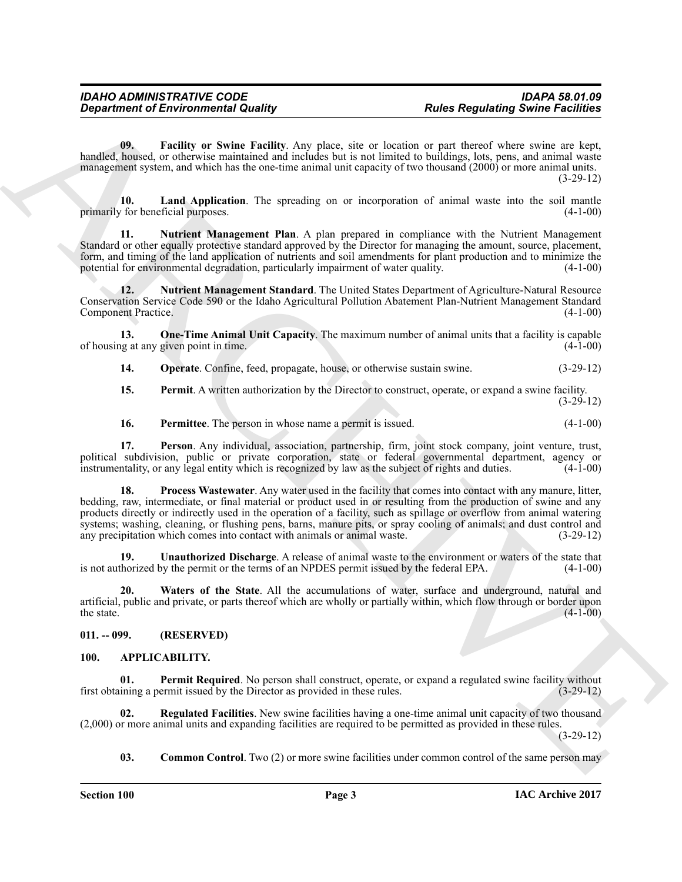**09. Facility or Swine Facility**. Any place, site or location or part thereof where swine are kept, handled, housed, or otherwise maintained and includes but is not limited to buildings, lots, pens, and animal waste management system, and which has the one-time animal unit capacity of two thousand (2000) or more animal units. (3-29-12)

**10. Land Application**. The spreading on or incorporation of animal waste into the soil mantle primarily for beneficial purposes. (4-1-00)

**11. Nutrient Management Plan**. A plan prepared in compliance with the Nutrient Management Standard or other equally protective standard approved by the Director for managing the amount, source, placement, form, and timing of the land application of nutrients and soil amendments for plant production and to minimize the potential for environmental degradation, particularly impairment of water quality. (4-1-00)

**12. Nutrient Management Standard**. The United States Department of Agriculture-Natural Resource Conservation Service Code 590 or the Idaho Agricultural Pollution Abatement Plan-Nutrient Management Standard Component Practice. (4-1-00)

**13. One-Time Animal Unit Capacity**. The maximum number of animal units that a facility is capable of housing at any given point in time. (4-1-00)

**14. Operate**. Confine, feed, propagate, house, or otherwise sustain swine. (3-29-12)

**15. Permit**. A written authorization by the Director to construct, operate, or expand a swine facility. (3-29-12)

**16. Permittee**. The person in whose name a permit is issued. (4-1-00)

**17. Person**. Any individual, association, partnership, firm, joint stock company, joint venture, trust, political subdivision, public or private corporation, state or federal governmental department, agency or instrumentality, or any legal entity which is recognized by law as the subject of rights and duties. (4-1-00)

**18. Process Wastewater**. Any water used in the facility that comes into contact with any manure, litter, bedding, raw, intermediate, or final material or product used in or resulting from the production of swine and any products directly or indirectly used in the operation of a facility, such as spillage or overflow from animal watering systems; washing, cleaning, or flushing pens, barns, manure pits, or spray cooling of animals; and dust control and any precipitation which comes into contact with animals or animal waste. (3-29-12)

**19. Unauthorized Discharge**. A release of animal waste to the environment or waters of the state that is not authorized by the permit or the terms of an NPDES permit issued by the federal EPA. (4-1-00)

**20. Waters of the State**. All the accumulations of water, surface and underground, natural and artificial, public and private, or parts thereof which are wholly or partially within, which flow through or border upon the state. (4-1-00)

## 011. -- 099. (RESERVED)

## 100. APPLICABILITY.

**01. Permit Required**. No person shall construct, operate, or expand a regulated swine facility without first obtaining a permit issued by the Director as provided in these rules. (3-29-12)

**02. Regulated Facilities**. New swine facilities having a one-time animal unit capacity of two thousand (2,000) or more animal units and expanding facilities are required to be permitted as provided in these rules. (3-29-12)

**03. Common Control**. Two (2) or more swine facilities under common control of the same person may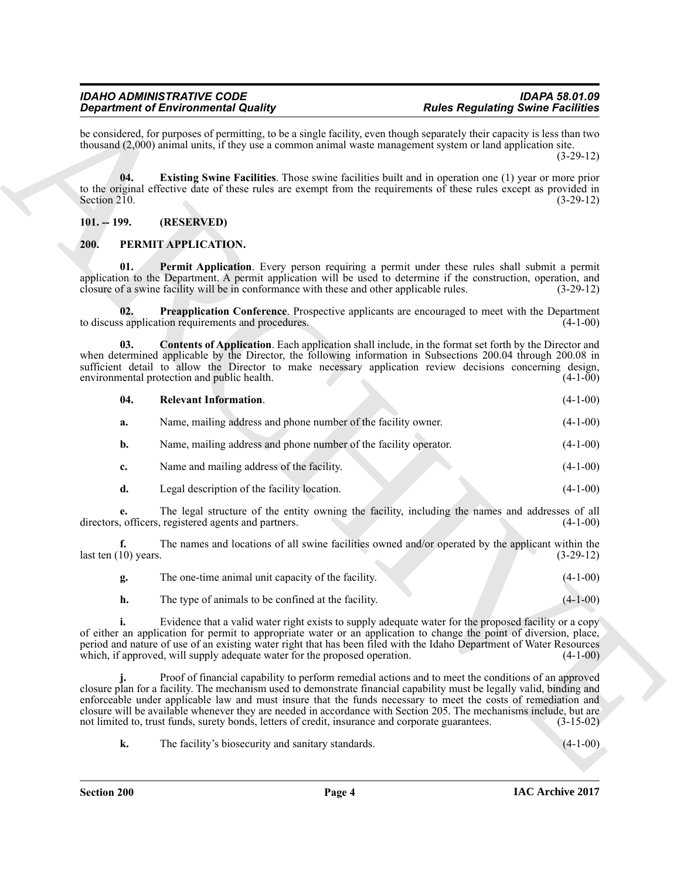be considered, for purposes of permitting, to be a single facility, even though separately their capacity is less than two thousand (2,000) animal units, if they use a common animal waste management system or land application site. (3-29-12)

**04. Existing Swine Facilities**. Those swine facilities built and in operation one (1) year or more prior to the original effective date of these rules are exempt from the requirements of these rules except as provided in Section 210. (3-29-12)

## 101. -- 199. (RESERVED)

## 200. PERMIT APPLICATION.

**01. Permit Application**. Every person requiring a permit under these rules shall submit a permit application to the Department. A permit application will be used to determine if the construction, operation, and closure of a swine facility will be in conformance with these and other applicable rules. (3-29-12)

**02. Preapplication Conference**. Prospective applicants are encouraged to meet with the Department to discuss application requirements and procedures. (4-1-00)

**03. Contents of Application**. Each application shall include, in the format set forth by the Director and when determined applicable by the Director, the following information in Subsections 200.04 through 200.08 in sufficient detail to allow the Director to make necessary application review decisions concerning design, environmental protection and public health. (4-1-00)

**04. Relevant Information**. (4-1-00)

**a.** Name, mailing address and phone number of the facility owner. (4-1-00)

**b.** Name, mailing address and phone number of the facility operator. (4-1-00)

**c.** Name and mailing address of the facility. (4-1-00)

**d.** Legal description of the facility location. (4-1-00)

**e.** The legal structure of the entity owning the facility, including the names and addresses of all directors, officers, registered agents and partners. (4-1-00)

**f.** The names and locations of all swine facilities owned and/or operated by the applicant within the last ten (10) years. (3-29-12)

**g.** The one-time animal unit capacity of the facility. (4-1-00)

**h.** The type of animals to be confined at the facility. (4-1-00)

**i.** Evidence that a valid water right exists to supply adequate water for the proposed facility or a copy of either an application for permit to appropriate water or an application to change the point of diversion, place, period and nature of use of an existing water right that has been filed with the Idaho Department of Water Resources which, if approved, will supply adequate water for the proposed operation. (4-1-00)

**j.** Proof of financial capability to perform remedial actions and to meet the conditions of an approved closure plan for a facility. The mechanism used to demonstrate financial capability must be legally valid, binding and enforceable under applicable law and must insure that the funds necessary to meet the costs of remediation and closure will be available whenever they are needed in accordance with Section 205. The mechanisms include, but are not limited to, trust funds, surety bonds, letters of credit, insurance and corporate guarantees. (3-15-02)

**k.** The facility's biosecurity and sanitary standards. (4-1-00)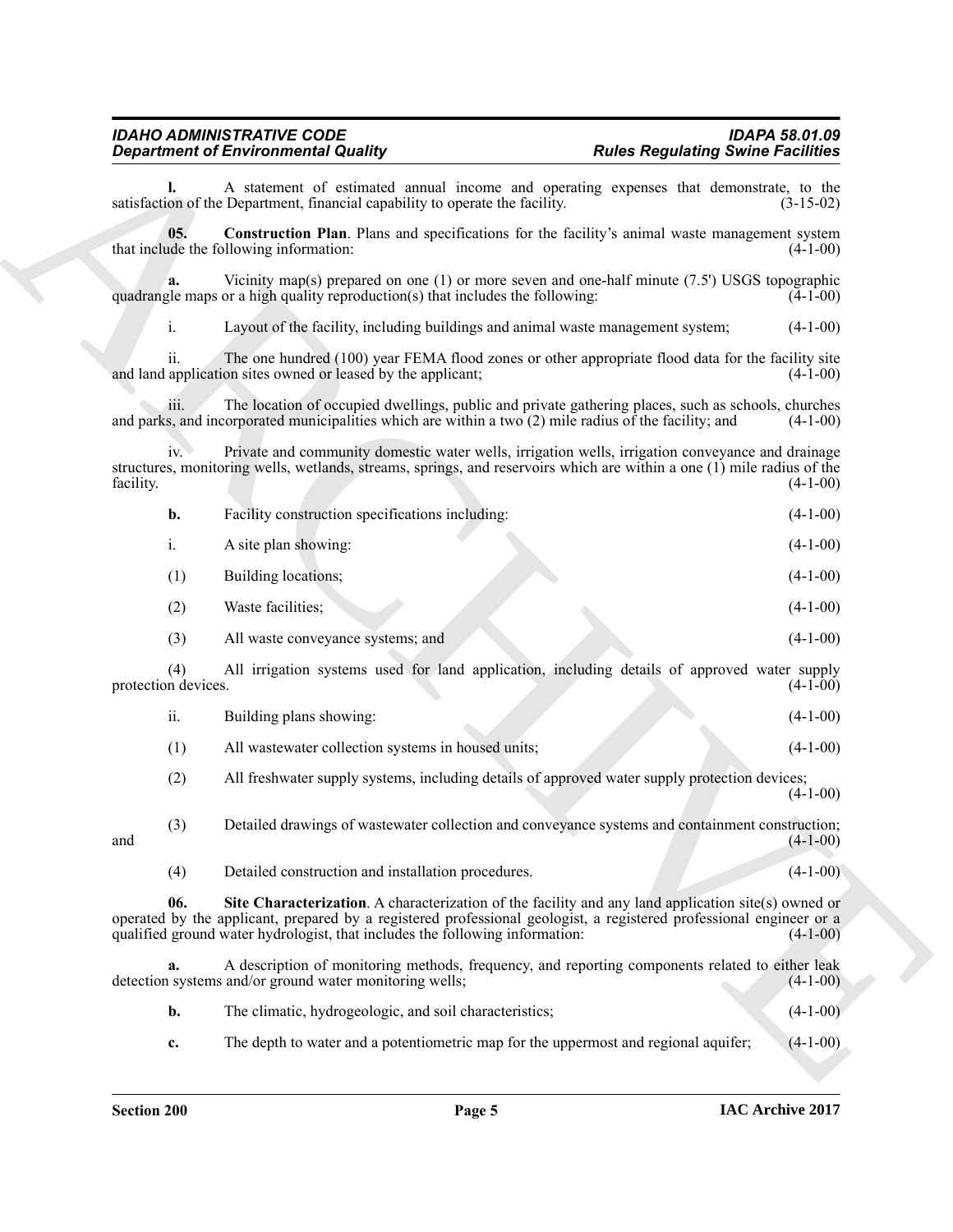**l.** A statement of estimated annual income and operating expenses that demonstrate, to the satisfaction of the Department, financial capability to operate the facility. (3-15-02)

**05. Construction Plan**. Plans and specifications for the facility's animal waste management system that include the following information: (4-1-00)

**a.** Vicinity map(s) prepared on one (1) or more seven and one-half minute (7.5') USGS topographic quadrangle maps or a high quality reproduction(s) that includes the following: (4-1-00)

i. Layout of the facility, including buildings and animal waste management system; (4-1-00)

ii. The one hundred (100) year FEMA flood zones or other appropriate flood data for the facility site and land application sites owned or leased by the applicant; (4-1-00)

iii. The location of occupied dwellings, public and private gathering places, such as schools, churches and parks, and incorporated municipalities which are within a two (2) mile radius of the facility; and (4-1-00)

iv. Private and community domestic water wells, irrigation wells, irrigation conveyance and drainage structures, monitoring wells, wetlands, streams, springs, and reservoirs which are within a one (1) mile radius of the facility. (4-1-00)

**b.** Facility construction specifications including: (4-1-00)

i. A site plan showing: (4-1-00)

(1) Building locations; (4-1-00)

(2) Waste facilities; (4-1-00)

(3) All waste conveyance systems; and (4-1-00)

(4) All irrigation systems used for land application, including details of approved water supply protection devices. (4-1-00)

ii. Building plans showing: (4-1-00)

(1) All wastewater collection systems in housed units; (4-1-00)

(2) All freshwater supply systems, including details of approved water supply protection devices; (4-1-00)

(3) Detailed drawings of wastewater collection and conveyance systems and containment construction; and (4-1-00)

(4) Detailed construction and installation procedures. (4-1-00)

**06. Site Characterization**. A characterization of the facility and any land application site(s) owned or operated by the applicant, prepared by a registered professional geologist, a registered professional engineer or a qualified ground water hydrologist, that includes the following information: (4-1-00)

**a.** A description of monitoring methods, frequency, and reporting components related to either leak detection systems and/or ground water monitoring wells; (4-1-00)

**b.** The climatic, hydrogeologic, and soil characteristics; (4-1-00)

**c.** The depth to water and a potentiometric map for the uppermost and regional aquifer; (4-1-00)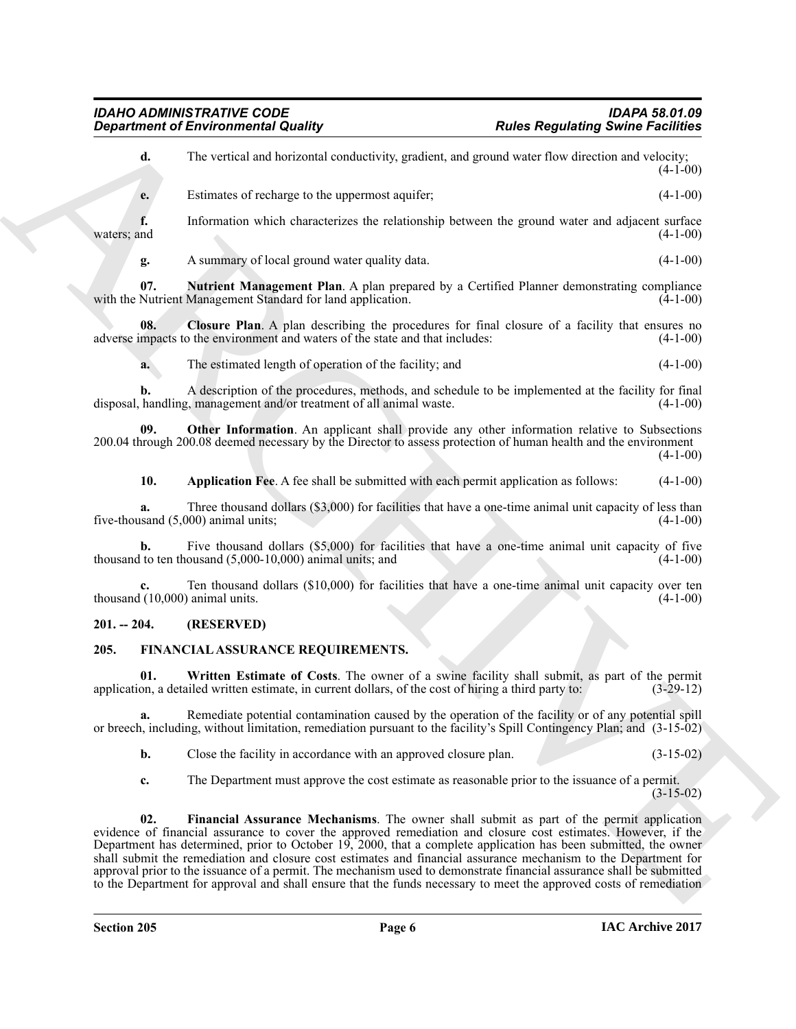**d.** The vertical and horizontal conductivity, gradient, and ground water flow direction and velocity; (4-1-00)

**e.** Estimates of recharge to the uppermost aquifer; (4-1-00)

**f.** Information which characterizes the relationship between the ground water and adjacent surface waters; and (4-1-00)

**g.** A summary of local ground water quality data. (4-1-00)

**07. Nutrient Management Plan**. A plan prepared by a Certified Planner demonstrating compliance with the Nutrient Management Standard for land application. (4-1-00)

**08. Closure Plan**. A plan describing the procedures for final closure of a facility that ensures no adverse impacts to the environment and waters of the state and that includes: (4-1-00)

**a.** The estimated length of operation of the facility; and (4-1-00)

**b.** A description of the procedures, methods, and schedule to be implemented at the facility for final disposal, handling, management and/or treatment of all animal waste. (4-1-00)

**09. Other Information**. An applicant shall provide any other information relative to Subsections 200.04 through 200.08 deemed necessary by the Director to assess protection of human health and the environment (4-1-00)

**10. Application Fee**. A fee shall be submitted with each permit application as follows: (4-1-00)

**a.** Three thousand dollars ($3,000) for facilities that have a one-time animal unit capacity of less than five-thousand (5,000) animal units; (4-1-00)

**b.** Five thousand dollars ($5,000) for facilities that have a one-time animal unit capacity of five thousand to ten thousand (5,000-10,000) animal units; and (4-1-00)

**c.** Ten thousand dollars ($10,000) for facilities that have a one-time animal unit capacity over ten thousand (10,000) animal units. (4-1-00)

## 201. -- 204. (RESERVED)

## 205. FINANCIAL ASSURANCE REQUIREMENTS.

**01. Written Estimate of Costs**. The owner of a swine facility shall submit, as part of the permit application, a detailed written estimate, in current dollars, of the cost of hiring a third party to: (3-29-12)

**a.** Remediate potential contamination caused by the operation of the facility or of any potential spill or breech, including, without limitation, remediation pursuant to the facility's Spill Contingency Plan; and (3-15-02)

**b.** Close the facility in accordance with an approved closure plan. (3-15-02)

**c.** The Department must approve the cost estimate as reasonable prior to the issuance of a permit. (3-15-02)

**02. Financial Assurance Mechanisms**. The owner shall submit as part of the permit application evidence of financial assurance to cover the approved remediation and closure cost estimates. However, if the Department has determined, prior to October 19, 2000, that a complete application has been submitted, the owner shall submit the remediation and closure cost estimates and financial assurance mechanism to the Department for approval prior to the issuance of a permit. The mechanism used to demonstrate financial assurance shall be submitted to the Department for approval and shall ensure that the funds necessary to meet the approved costs of remediation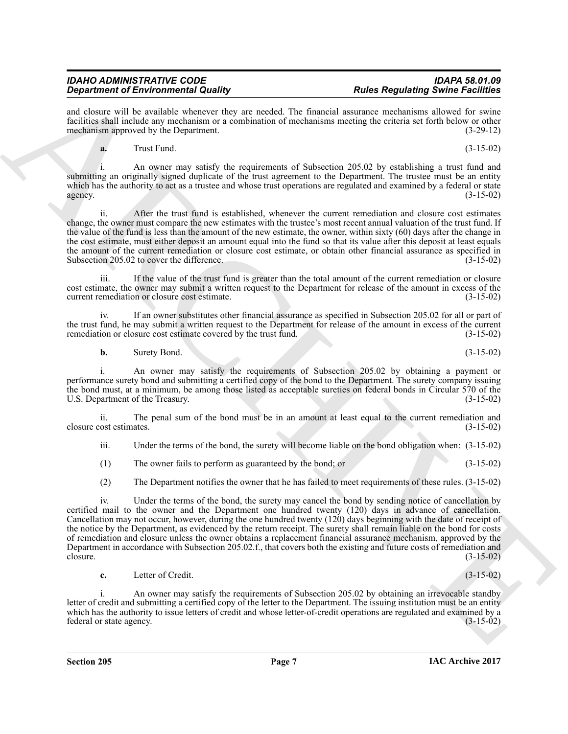and closure will be available whenever they are needed. The financial assurance mechanisms allowed for swine facilities shall include any mechanism or a combination of mechanisms meeting the criteria set forth below or other mechanism approved by the Department. (3-29-12)

**a.** Trust Fund. (3-15-02)

i. An owner may satisfy the requirements of Subsection 205.02 by establishing a trust fund and submitting an originally signed duplicate of the trust agreement to the Department. The trustee must be an entity which has the authority to act as a trustee and whose trust operations are regulated and examined by a federal or state agency. (3-15-02)

ii. After the trust fund is established, whenever the current remediation and closure cost estimates change, the owner must compare the new estimates with the trustee's most recent annual valuation of the trust fund. If the value of the fund is less than the amount of the new estimate, the owner, within sixty (60) days after the change in the cost estimate, must either deposit an amount equal into the fund so that its value after this deposit at least equals the amount of the current remediation or closure cost estimate, or obtain other financial assurance as specified in Subsection 205.02 to cover the difference. (3-15-02)

iii. If the value of the trust fund is greater than the total amount of the current remediation or closure cost estimate, the owner may submit a written request to the Department for release of the amount in excess of the current remediation or closure cost estimate. (3-15-02)

iv. If an owner substitutes other financial assurance as specified in Subsection 205.02 for all or part of the trust fund, he may submit a written request to the Department for release of the amount in excess of the current remediation or closure cost estimate covered by the trust fund. (3-15-02)

**b.** Surety Bond. (3-15-02)

i. An owner may satisfy the requirements of Subsection 205.02 by obtaining a payment or performance surety bond and submitting a certified copy of the bond to the Department. The surety company issuing the bond must, at a minimum, be among those listed as acceptable sureties on federal bonds in Circular 570 of the U.S. Department of the Treasury. (3-15-02)

ii. The penal sum of the bond must be in an amount at least equal to the current remediation and closure cost estimates. (3-15-02)

iii. Under the terms of the bond, the surety will become liable on the bond obligation when: (3-15-02)

(1) The owner fails to perform as guaranteed by the bond; or (3-15-02)

(2) The Department notifies the owner that he has failed to meet requirements of these rules. (3-15-02)

iv. Under the terms of the bond, the surety may cancel the bond by sending notice of cancellation by certified mail to the owner and the Department one hundred twenty (120) days in advance of cancellation. Cancellation may not occur, however, during the one hundred twenty (120) days beginning with the date of receipt of the notice by the Department, as evidenced by the return receipt. The surety shall remain liable on the bond for costs of remediation and closure unless the owner obtains a replacement financial assurance mechanism, approved by the Department in accordance with Subsection 205.02.f., that covers both the existing and future costs of remediation and closure. (3-15-02)

**c.** Letter of Credit. (3-15-02)

i. An owner may satisfy the requirements of Subsection 205.02 by obtaining an irrevocable standby letter of credit and submitting a certified copy of the letter to the Department. The issuing institution must be an entity which has the authority to issue letters of credit and whose letter-of-credit operations are regulated and examined by a federal or state agency. (3-15-02)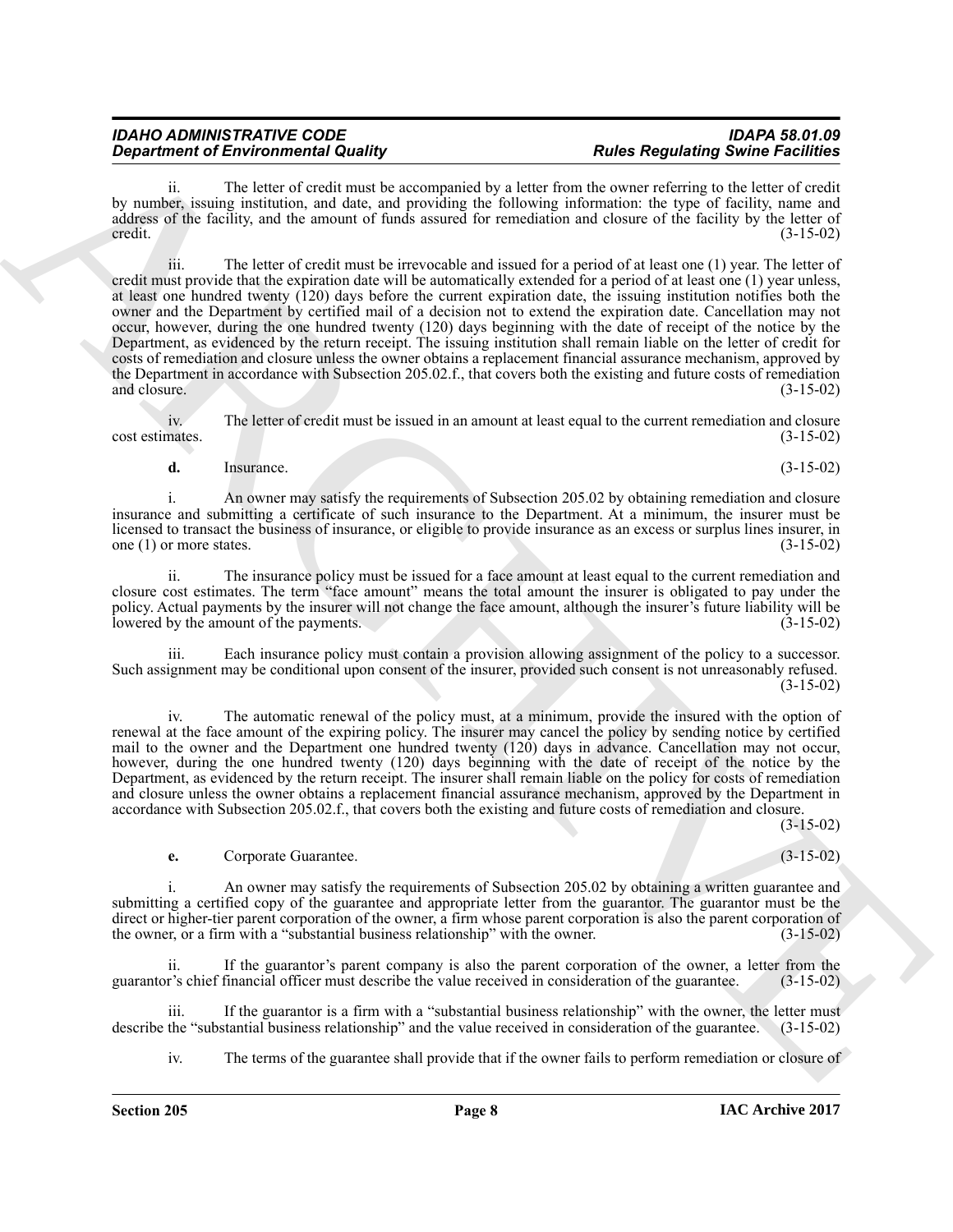ii. The letter of credit must be accompanied by a letter from the owner referring to the letter of credit by number, issuing institution, and date, and providing the following information: the type of facility, name and address of the facility, and the amount of funds assured for remediation and closure of the facility by the letter of credit. (3-15-02)

iii. The letter of credit must be irrevocable and issued for a period of at least one (1) year. The letter of credit must provide that the expiration date will be automatically extended for a period of at least one (1) year unless, at least one hundred twenty (120) days before the current expiration date, the issuing institution notifies both the owner and the Department by certified mail of a decision not to extend the expiration date. Cancellation may not occur, however, during the one hundred twenty (120) days beginning with the date of receipt of the notice by the Department, as evidenced by the return receipt. The issuing institution shall remain liable on the letter of credit for costs of remediation and closure unless the owner obtains a replacement financial assurance mechanism, approved by the Department in accordance with Subsection 205.02.f., that covers both the existing and future costs of remediation and closure. (3-15-02)

iv. The letter of credit must be issued in an amount at least equal to the current remediation and closure cost estimates. (3-15-02)

**d.** Insurance. (3-15-02)

i. An owner may satisfy the requirements of Subsection 205.02 by obtaining remediation and closure insurance and submitting a certificate of such insurance to the Department. At a minimum, the insurer must be licensed to transact the business of insurance, or eligible to provide insurance as an excess or surplus lines insurer, in one (1) or more states. (3-15-02)

ii. The insurance policy must be issued for a face amount at least equal to the current remediation and closure cost estimates. The term "face amount" means the total amount the insurer is obligated to pay under the policy. Actual payments by the insurer will not change the face amount, although the insurer's future liability will be lowered by the amount of the payments. (3-15-02)

iii. Each insurance policy must contain a provision allowing assignment of the policy to a successor. Such assignment may be conditional upon consent of the insurer, provided such consent is not unreasonably refused. (3-15-02)

iv. The automatic renewal of the policy must, at a minimum, provide the insured with the option of renewal at the face amount of the expiring policy. The insurer may cancel the policy by sending notice by certified mail to the owner and the Department one hundred twenty (120) days in advance. Cancellation may not occur, however, during the one hundred twenty (120) days beginning with the date of receipt of the notice by the Department, as evidenced by the return receipt. The insurer shall remain liable on the policy for costs of remediation and closure unless the owner obtains a replacement financial assurance mechanism, approved by the Department in accordance with Subsection 205.02.f., that covers both the existing and future costs of remediation and closure. (3-15-02)

**e.** Corporate Guarantee. (3-15-02)

i. An owner may satisfy the requirements of Subsection 205.02 by obtaining a written guarantee and submitting a certified copy of the guarantee and appropriate letter from the guarantor. The guarantor must be the direct or higher-tier parent corporation of the owner, a firm whose parent corporation is also the parent corporation of the owner, or a firm with a "substantial business relationship" with the owner. (3-15-02)

ii. If the guarantor's parent company is also the parent corporation of the owner, a letter from the guarantor's chief financial officer must describe the value received in consideration of the guarantee. (3-15-02)

iii. If the guarantor is a firm with a "substantial business relationship" with the owner, the letter must describe the "substantial business relationship" and the value received in consideration of the guarantee. (3-15-02)

iv. The terms of the guarantee shall provide that if the owner fails to perform remediation or closure of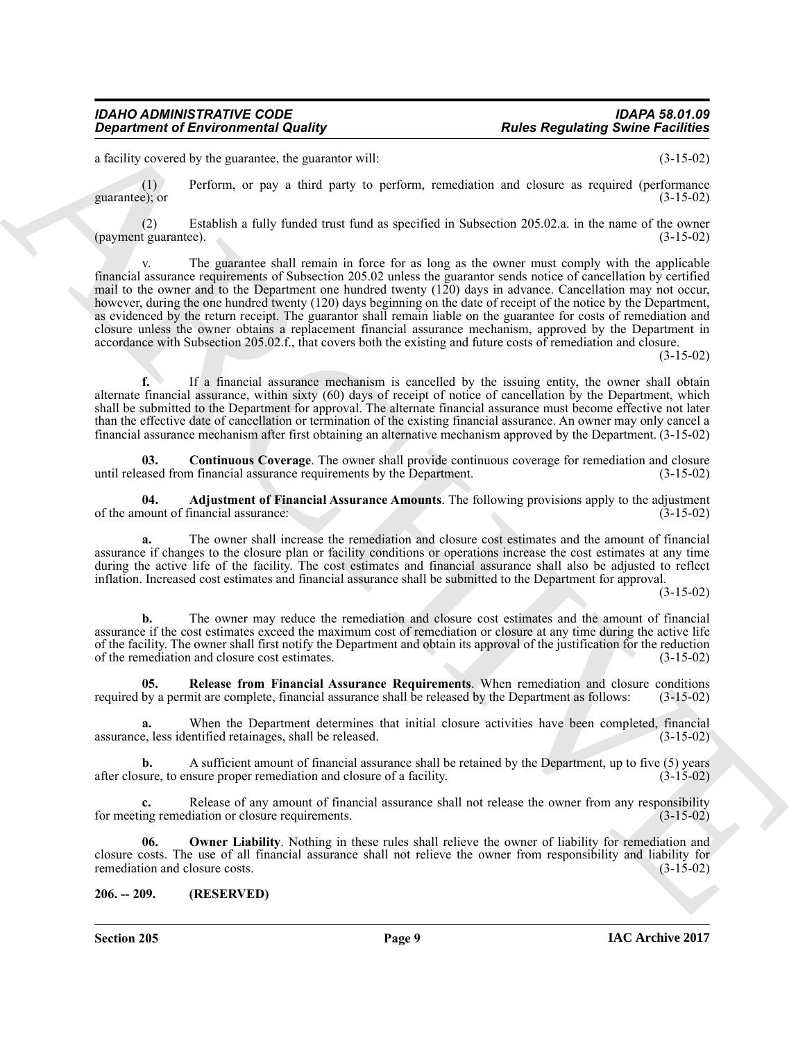a facility covered by the guarantee, the guarantor will: (3-15-02)

(1) Perform, or pay a third party to perform, remediation and closure as required (performance guarantee); or (3-15-02)

(2) Establish a fully funded trust fund as specified in Subsection 205.02.a. in the name of the owner (payment guarantee). (3-15-02)

v. The guarantee shall remain in force for as long as the owner must comply with the applicable financial assurance requirements of Subsection 205.02 unless the guarantor sends notice of cancellation by certified mail to the owner and to the Department one hundred twenty (120) days in advance. Cancellation may not occur, however, during the one hundred twenty (120) days beginning on the date of receipt of the notice by the Department, as evidenced by the return receipt. The guarantor shall remain liable on the guarantee for costs of remediation and closure unless the owner obtains a replacement financial assurance mechanism, approved by the Department in accordance with Subsection 205.02.f., that covers both the existing and future costs of remediation and closure. (3-15-02)

**f.** If a financial assurance mechanism is cancelled by the issuing entity, the owner shall obtain alternate financial assurance, within sixty (60) days of receipt of notice of cancellation by the Department, which shall be submitted to the Department for approval. The alternate financial assurance must become effective not later than the effective date of cancellation or termination of the existing financial assurance. An owner may only cancel a financial assurance mechanism after first obtaining an alternative mechanism approved by the Department. (3-15-02)

**03. Continuous Coverage**. The owner shall provide continuous coverage for remediation and closure until released from financial assurance requirements by the Department. (3-15-02)

**04. Adjustment of Financial Assurance Amounts**. The following provisions apply to the adjustment of the amount of financial assurance: (3-15-02)

**a.** The owner shall increase the remediation and closure cost estimates and the amount of financial assurance if changes to the closure plan or facility conditions or operations increase the cost estimates at any time during the active life of the facility. The cost estimates and financial assurance shall also be adjusted to reflect inflation. Increased cost estimates and financial assurance shall be submitted to the Department for approval. (3-15-02)

**b.** The owner may reduce the remediation and closure cost estimates and the amount of financial assurance if the cost estimates exceed the maximum cost of remediation or closure at any time during the active life of the facility. The owner shall first notify the Department and obtain its approval of the justification for the reduction of the remediation and closure cost estimates. (3-15-02)

**05. Release from Financial Assurance Requirements**. When remediation and closure conditions required by a permit are complete, financial assurance shall be released by the Department as follows: (3-15-02)

**a.** When the Department determines that initial closure activities have been completed, financial assurance, less identified retainages, shall be released. (3-15-02)

**b.** A sufficient amount of financial assurance shall be retained by the Department, up to five (5) years after closure, to ensure proper remediation and closure of a facility. (3-15-02)

**c.** Release of any amount of financial assurance shall not release the owner from any responsibility for meeting remediation or closure requirements. (3-15-02)

**06. Owner Liability**. Nothing in these rules shall relieve the owner of liability for remediation and closure costs. The use of all financial assurance shall not relieve the owner from responsibility and liability for remediation and closure costs. (3-15-02)

## 206. -- 209. (RESERVED)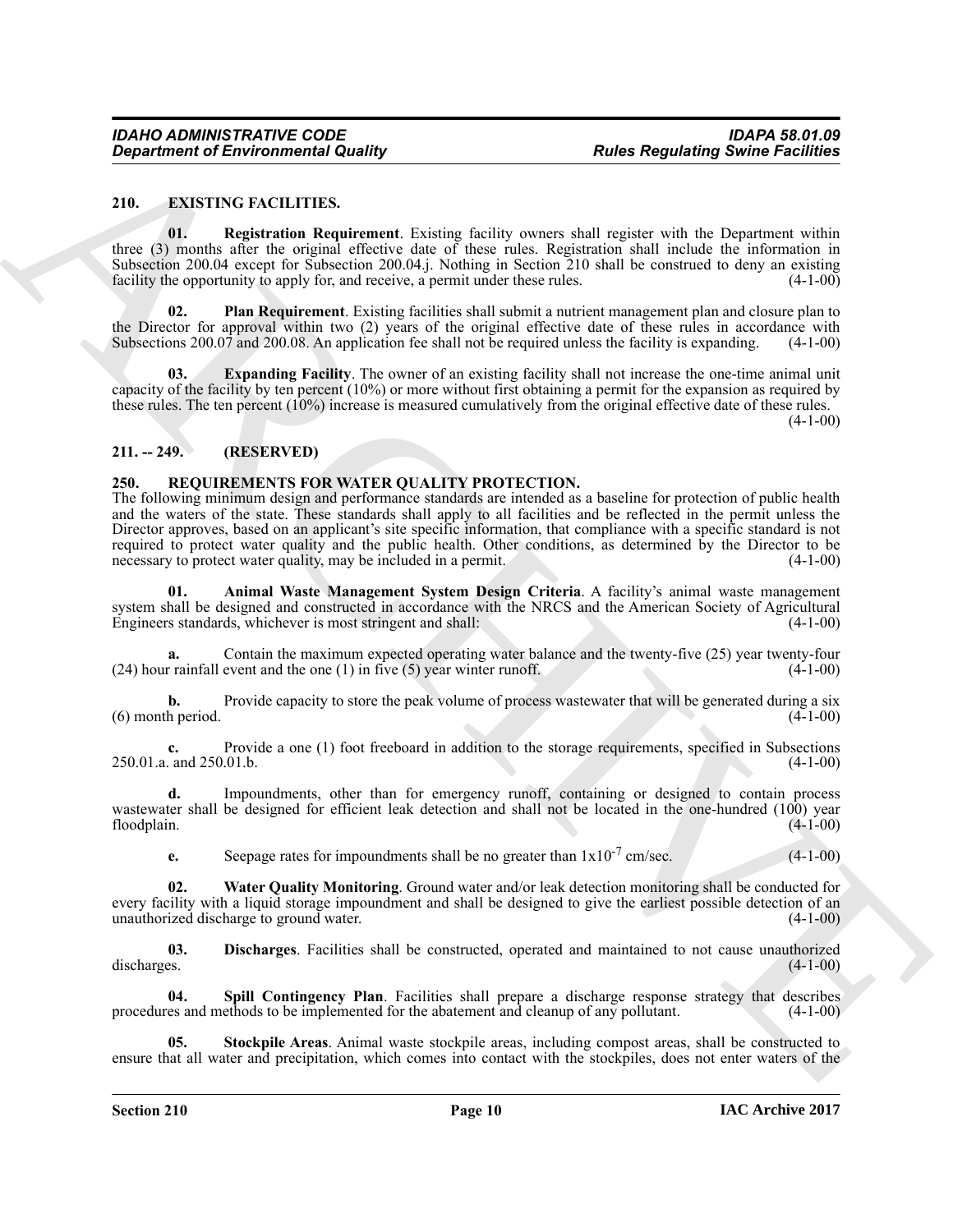## 210. EXISTING FACILITIES.

**01. Registration Requirement**. Existing facility owners shall register with the Department within three (3) months after the original effective date of these rules. Registration shall include the information in Subsection 200.04 except for Subsection 200.04.j. Nothing in Section 210 shall be construed to deny an existing facility the opportunity to apply for, and receive, a permit under these rules. (4-1-00)

**02. Plan Requirement**. Existing facilities shall submit a nutrient management plan and closure plan to the Director for approval within two (2) years of the original effective date of these rules in accordance with Subsections 200.07 and 200.08. An application fee shall not be required unless the facility is expanding. (4-1-00)

**03. Expanding Facility**. The owner of an existing facility shall not increase the one-time animal unit capacity of the facility by ten percent (10%) or more without first obtaining a permit for the expansion as required by these rules. The ten percent (10%) increase is measured cumulatively from the original effective date of these rules. (4-1-00)

## 211. -- 249. (RESERVED)

## 250. REQUIREMENTS FOR WATER QUALITY PROTECTION.

The following minimum design and performance standards are intended as a baseline for protection of public health and the waters of the state. These standards shall apply to all facilities and be reflected in the permit unless the Director approves, based on an applicant's site specific information, that compliance with a specific standard is not required to protect water quality and the public health. Other conditions, as determined by the Director to be necessary to protect water quality, may be included in a permit. (4-1-00)

**01. Animal Waste Management System Design Criteria**. A facility's animal waste management system shall be designed and constructed in accordance with the NRCS and the American Society of Agricultural Engineers standards, whichever is most stringent and shall: (4-1-00)

**a.** Contain the maximum expected operating water balance and the twenty-five (25) year twenty-four (24) hour rainfall event and the one (1) in five (5) year winter runoff. (4-1-00)

**b.** Provide capacity to store the peak volume of process wastewater that will be generated during a six (6) month period. (4-1-00)

**c.** Provide a one (1) foot freeboard in addition to the storage requirements, specified in Subsections 250.01.a. and 250.01.b. (4-1-00)

**d.** Impoundments, other than for emergency runoff, containing or designed to contain process wastewater shall be designed for efficient leak detection and shall not be located in the one-hundred (100) year floodplain. (4-1-00)

**e.** Seepage rates for impoundments shall be no greater than $1x10^{-7}$ cm/sec. (4-1-00)

**02. Water Quality Monitoring**. Ground water and/or leak detection monitoring shall be conducted for every facility with a liquid storage impoundment and shall be designed to give the earliest possible detection of an unauthorized discharge to ground water. (4-1-00)

**03. Discharges**. Facilities shall be constructed, operated and maintained to not cause unauthorized discharges. (4-1-00)

**04. Spill Contingency Plan**. Facilities shall prepare a discharge response strategy that describes procedures and methods to be implemented for the abatement and cleanup of any pollutant. (4-1-00)

**05. Stockpile Areas**. Animal waste stockpile areas, including compost areas, shall be constructed to ensure that all water and precipitation, which comes into contact with the stockpiles, does not enter waters of the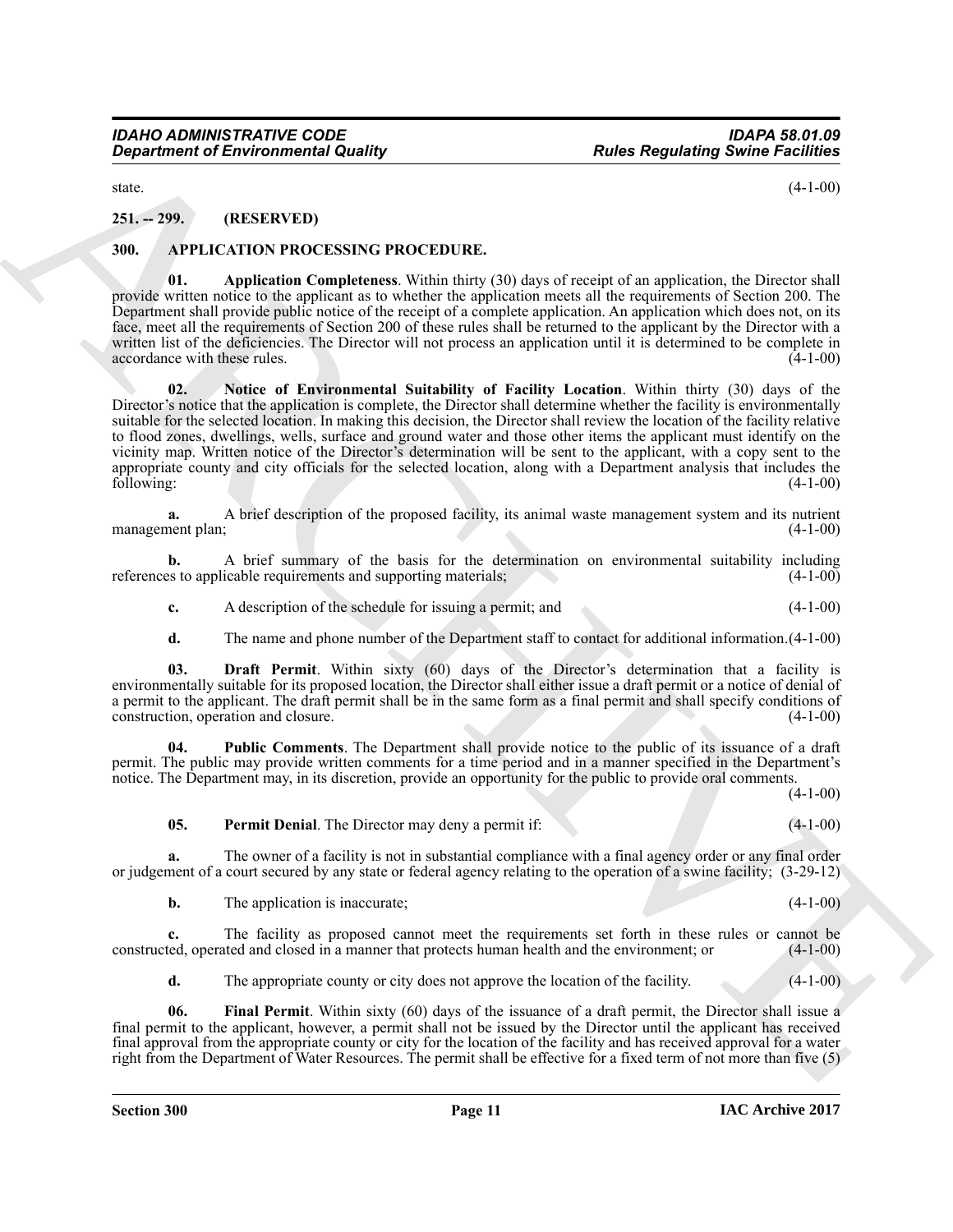state. (4-1-00)

## 251. -- 299. (RESERVED)

## 300. APPLICATION PROCESSING PROCEDURE.

**01. Application Completeness**. Within thirty (30) days of receipt of an application, the Director shall provide written notice to the applicant as to whether the application meets all the requirements of Section 200. The Department shall provide public notice of the receipt of a complete application. An application which does not, on its face, meet all the requirements of Section 200 of these rules shall be returned to the applicant by the Director with a written list of the deficiencies. The Director will not process an application until it is determined to be complete in accordance with these rules. (4-1-00)

**02. Notice of Environmental Suitability of Facility Location**. Within thirty (30) days of the Director's notice that the application is complete, the Director shall determine whether the facility is environmentally suitable for the selected location. In making this decision, the Director shall review the location of the facility relative to flood zones, dwellings, wells, surface and ground water and those other items the applicant must identify on the vicinity map. Written notice of the Director's determination will be sent to the applicant, with a copy sent to the appropriate county and city officials for the selected location, along with a Department analysis that includes the following: (4-1-00)

**a.** A brief description of the proposed facility, its animal waste management system and its nutrient management plan; (4-1-00)

**b.** A brief summary of the basis for the determination on environmental suitability including references to applicable requirements and supporting materials; (4-1-00)

**c.** A description of the schedule for issuing a permit; and (4-1-00)

**d.** The name and phone number of the Department staff to contact for additional information. (4-1-00)

**03. Draft Permit**. Within sixty (60) days of the Director's determination that a facility is environmentally suitable for its proposed location, the Director shall either issue a draft permit or a notice of denial of a permit to the applicant. The draft permit shall be in the same form as a final permit and shall specify conditions of construction, operation and closure. (4-1-00)

**04. Public Comments**. The Department shall provide notice to the public of its issuance of a draft permit. The public may provide written comments for a time period and in a manner specified in the Department's notice. The Department may, in its discretion, provide an opportunity for the public to provide oral comments. (4-1-00)

**05. Permit Denial**. The Director may deny a permit if: (4-1-00)

**a.** The owner of a facility is not in substantial compliance with a final agency order or any final order or judgement of a court secured by any state or federal agency relating to the operation of a swine facility; (3-29-12)

**b.** The application is inaccurate; (4-1-00)

**c.** The facility as proposed cannot meet the requirements set forth in these rules or cannot be constructed, operated and closed in a manner that protects human health and the environment; or (4-1-00)

**d.** The appropriate county or city does not approve the location of the facility. (4-1-00)

**06. Final Permit**. Within sixty (60) days of the issuance of a draft permit, the Director shall issue a final permit to the applicant, however, a permit shall not be issued by the Director until the applicant has received final approval from the appropriate county or city for the location of the facility and has received approval for a water right from the Department of Water Resources. The permit shall be effective for a fixed term of not more than five (5)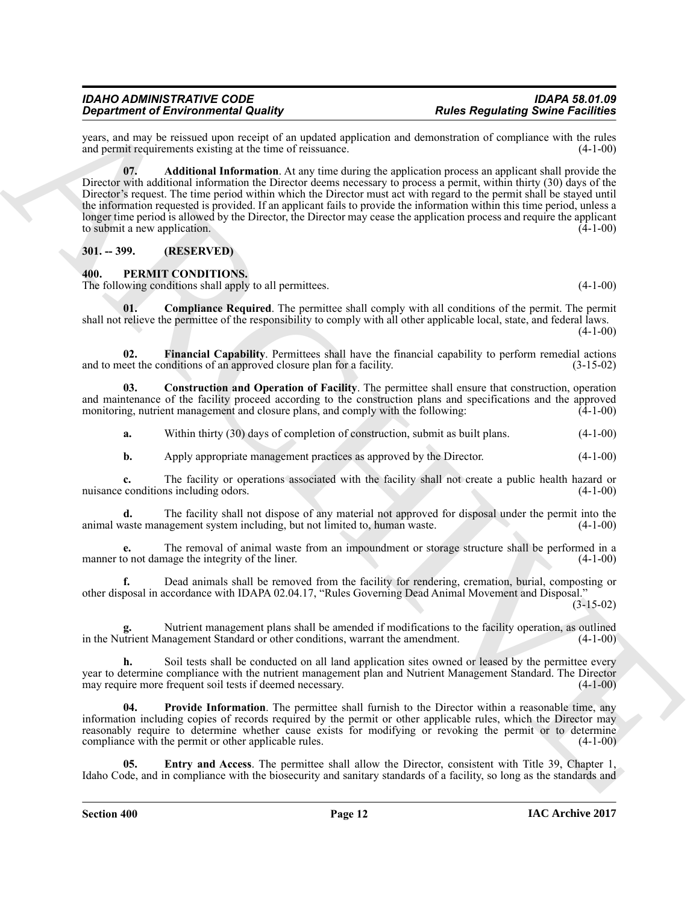years, and may be reissued upon receipt of an updated application and demonstration of compliance with the rules and permit requirements existing at the time of reissuance. (4-1-00)

**07. Additional Information**. At any time during the application process an applicant shall provide the Director with additional information the Director deems necessary to process a permit, within thirty (30) days of the Director's request. The time period within which the Director must act with regard to the permit shall be stayed until the information requested is provided. If an applicant fails to provide the information within this time period, unless a longer time period is allowed by the Director, the Director may cease the application process and require the applicant to submit a new application. (4-1-00)

## 301. -- 399. (RESERVED)

## 400. PERMIT CONDITIONS.

The following conditions shall apply to all permittees. (4-1-00)

**01. Compliance Required**. The permittee shall comply with all conditions of the permit. The permit shall not relieve the permittee of the responsibility to comply with all other applicable local, state, and federal laws. (4-1-00)

**02. Financial Capability**. Permittees shall have the financial capability to perform remedial actions and to meet the conditions of an approved closure plan for a facility. (3-15-02)

**03. Construction and Operation of Facility**. The permittee shall ensure that construction, operation and maintenance of the facility proceed according to the construction plans and specifications and the approved monitoring, nutrient management and closure plans, and comply with the following: (4-1-00)

**a.** Within thirty (30) days of completion of construction, submit as built plans. (4-1-00)

**b.** Apply appropriate management practices as approved by the Director. (4-1-00)

**c.** The facility or operations associated with the facility shall not create a public health hazard or nuisance conditions including odors. (4-1-00)

**d.** The facility shall not dispose of any material not approved for disposal under the permit into the animal waste management system including, but not limited to, human waste. (4-1-00)

**e.** The removal of animal waste from an impoundment or storage structure shall be performed in a manner to not damage the integrity of the liner. (4-1-00)

**f.** Dead animals shall be removed from the facility for rendering, cremation, burial, composting or other disposal in accordance with IDAPA 02.04.17, "Rules Governing Dead Animal Movement and Disposal." (3-15-02)

**g.** Nutrient management plans shall be amended if modifications to the facility operation, as outlined in the Nutrient Management Standard or other conditions, warrant the amendment. (4-1-00)

**h.** Soil tests shall be conducted on all land application sites owned or leased by the permittee every year to determine compliance with the nutrient management plan and Nutrient Management Standard. The Director may require more frequent soil tests if deemed necessary. (4-1-00)

**04. Provide Information**. The permittee shall furnish to the Director within a reasonable time, any information including copies of records required by the permit or other applicable rules, which the Director may reasonably require to determine whether cause exists for modifying or revoking the permit or to determine compliance with the permit or other applicable rules. (4-1-00)

**05. Entry and Access**. The permittee shall allow the Director, consistent with Title 39, Chapter 1, Idaho Code, and in compliance with the biosecurity and sanitary standards of a facility, so long as the standards and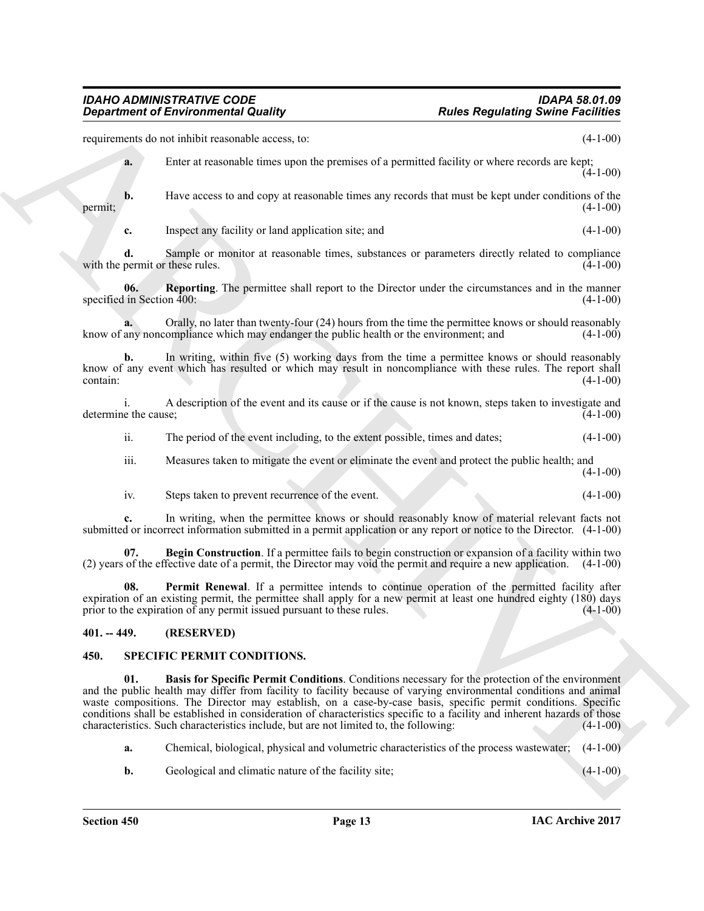requirements do not inhibit reasonable access, to: (4-1-00)

**a.** Enter at reasonable times upon the premises of a permitted facility or where records are kept; (4-1-00)

**b.** Have access to and copy at reasonable times any records that must be kept under conditions of the permit; (4-1-00)

**c.** Inspect any facility or land application site; and (4-1-00)

**d.** Sample or monitor at reasonable times, substances or parameters directly related to compliance with the permit or these rules. (4-1-00)

**06. Reporting**. The permittee shall report to the Director under the circumstances and in the manner specified in Section 400: (4-1-00)

**a.** Orally, no later than twenty-four (24) hours from the time the permittee knows or should reasonably know of any noncompliance which may endanger the public health or the environment; and (4-1-00)

**b.** In writing, within five (5) working days from the time a permittee knows or should reasonably know of any event which has resulted or which may result in noncompliance with these rules. The report shall contain: (4-1-00)

i. A description of the event and its cause or if the cause is not known, steps taken to investigate and determine the cause; (4-1-00)

ii. The period of the event including, to the extent possible, times and dates; (4-1-00)

iii. Measures taken to mitigate the event or eliminate the event and protect the public health; and (4-1-00)

iv. Steps taken to prevent recurrence of the event. (4-1-00)

**c.** In writing, when the permittee knows or should reasonably know of material relevant facts not submitted or incorrect information submitted in a permit application or any report or notice to the Director. (4-1-00)

**07. Begin Construction**. If a permittee fails to begin construction or expansion of a facility within two (2) years of the effective date of a permit, the Director may void the permit and require a new application. (4-1-00)

**08. Permit Renewal**. If a permittee intends to continue operation of the permitted facility after expiration of an existing permit, the permittee shall apply for a new permit at least one hundred eighty (180) days prior to the expiration of any permit issued pursuant to these rules. (4-1-00)

## 401. -- 449. (RESERVED)

## 450. SPECIFIC PERMIT CONDITIONS.

**01. Basis for Specific Permit Conditions**. Conditions necessary for the protection of the environment and the public health may differ from facility to facility because of varying environmental conditions and animal waste compositions. The Director may establish, on a case-by-case basis, specific permit conditions. Specific conditions shall be established in consideration of characteristics specific to a facility and inherent hazards of those characteristics. Such characteristics include, but are not limited to, the following: (4-1-00)

**a.** Chemical, biological, physical and volumetric characteristics of the process wastewater; (4-1-00)

**b.** Geological and climatic nature of the facility site; (4-1-00)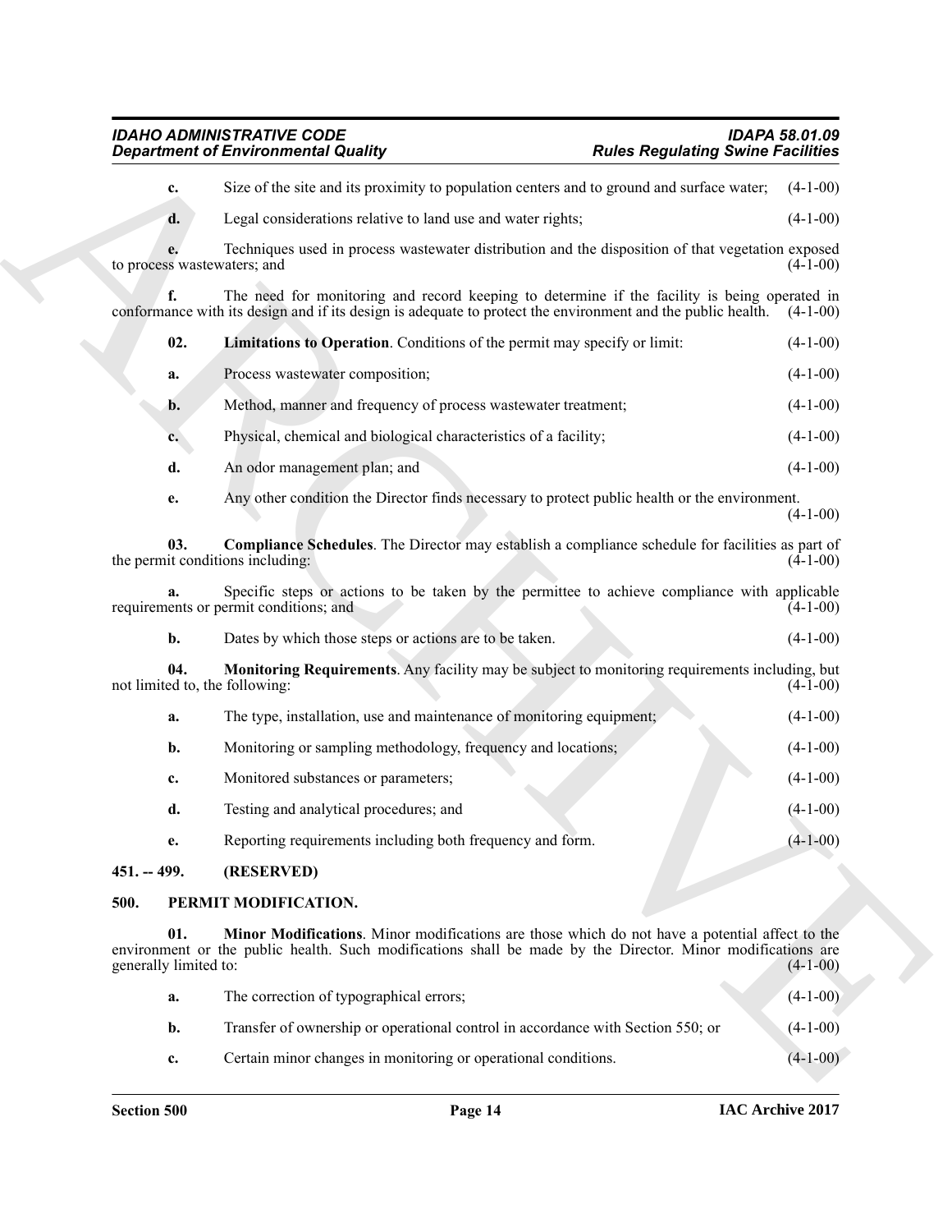**c.** Size of the site and its proximity to population centers and to ground and surface water; (4-1-00)

**d.** Legal considerations relative to land use and water rights; (4-1-00)

**e.** Techniques used in process wastewater distribution and the disposition of that vegetation exposed to process wastewaters; and (4-1-00)

**f.** The need for monitoring and record keeping to determine if the facility is being operated in conformance with its design and if its design is adequate to protect the environment and the public health. (4-1-00)

**02. Limitations to Operation**. Conditions of the permit may specify or limit: (4-1-00)

**a.** Process wastewater composition; (4-1-00)

**b.** Method, manner and frequency of process wastewater treatment; (4-1-00)

**c.** Physical, chemical and biological characteristics of a facility; (4-1-00)

**d.** An odor management plan; and (4-1-00)

**e.** Any other condition the Director finds necessary to protect public health or the environment. (4-1-00)

**03. Compliance Schedules**. The Director may establish a compliance schedule for facilities as part of the permit conditions including: (4-1-00)

**a.** Specific steps or actions to be taken by the permittee to achieve compliance with applicable requirements or permit conditions; and (4-1-00)

**b.** Dates by which those steps or actions are to be taken. (4-1-00)

**04. Monitoring Requirements**. Any facility may be subject to monitoring requirements including, but not limited to, the following: (4-1-00)

**a.** The type, installation, use and maintenance of monitoring equipment; (4-1-00)

**b.** Monitoring or sampling methodology, frequency and locations; (4-1-00)

**c.** Monitored substances or parameters; (4-1-00)

**d.** Testing and analytical procedures; and (4-1-00)

**e.** Reporting requirements including both frequency and form. (4-1-00)

## 451. -- 499. (RESERVED)

## 500. PERMIT MODIFICATION.

**01. Minor Modifications**. Minor modifications are those which do not have a potential affect to the environment or the public health. Such modifications shall be made by the Director. Minor modifications are generally limited to: (4-1-00)

**a.** The correction of typographical errors; (4-1-00)

**b.** Transfer of ownership or operational control in accordance with Section 550; or (4-1-00)

**c.** Certain minor changes in monitoring or operational conditions. (4-1-00)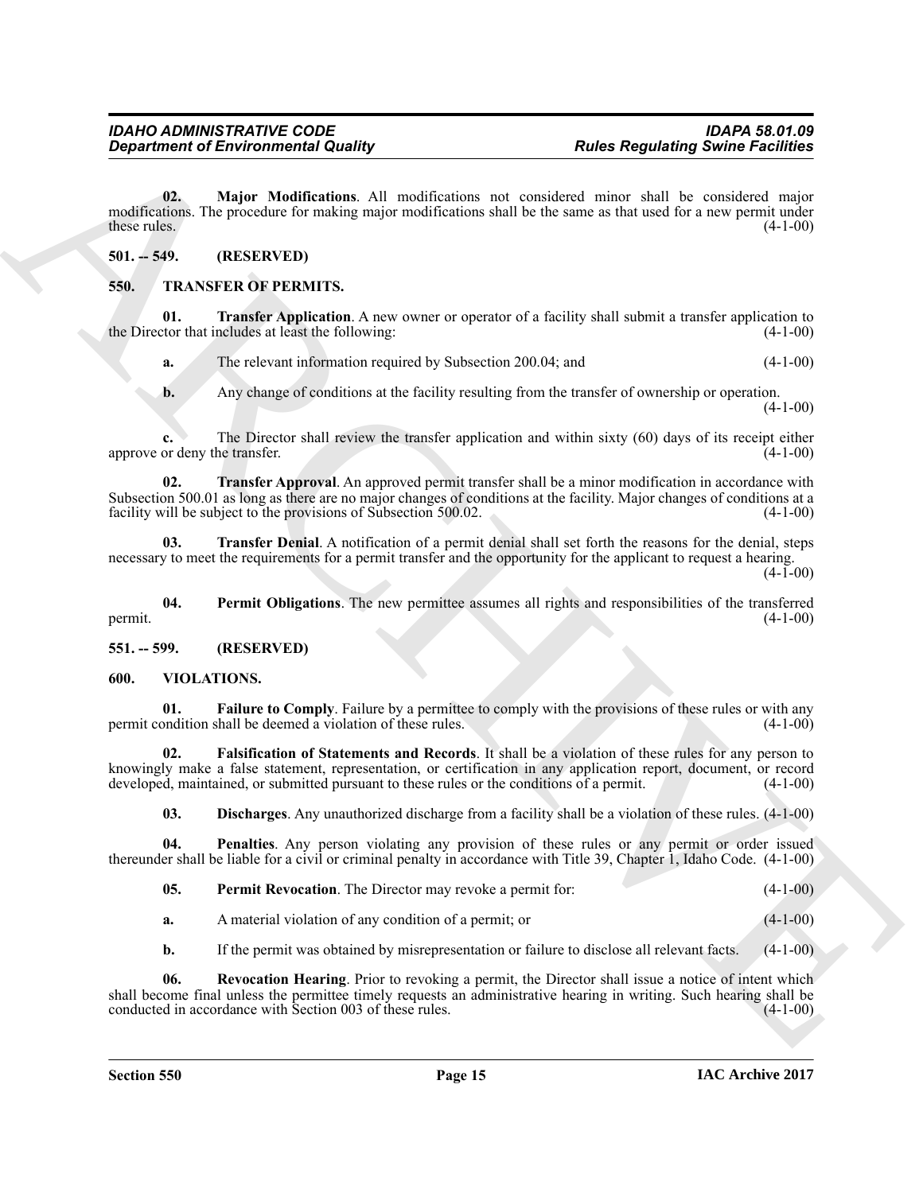**02. Major Modifications**. All modifications not considered minor shall be considered major modifications. The procedure for making major modifications shall be the same as that used for a new permit under these rules. (4-1-00)

## 501. -- 549. (RESERVED)

## 550. TRANSFER OF PERMITS.

**01. Transfer Application**. A new owner or operator of a facility shall submit a transfer application to the Director that includes at least the following: (4-1-00)

**a.** The relevant information required by Subsection 200.04; and (4-1-00)

**b.** Any change of conditions at the facility resulting from the transfer of ownership or operation. (4-1-00)

**c.** The Director shall review the transfer application and within sixty (60) days of its receipt either approve or deny the transfer. (4-1-00)

**02. Transfer Approval**. An approved permit transfer shall be a minor modification in accordance with Subsection 500.01 as long as there are no major changes of conditions at the facility. Major changes of conditions at a facility will be subject to the provisions of Subsection 500.02. (4-1-00)

**03. Transfer Denial**. A notification of a permit denial shall set forth the reasons for the denial, steps necessary to meet the requirements for a permit transfer and the opportunity for the applicant to request a hearing. (4-1-00)

**04. Permit Obligations**. The new permittee assumes all rights and responsibilities of the transferred permit. (4-1-00)

## 551. -- 599. (RESERVED)

## 600. VIOLATIONS.

**01. Failure to Comply**. Failure by a permittee to comply with the provisions of these rules or with any permit condition shall be deemed a violation of these rules. (4-1-00)

**02. Falsification of Statements and Records**. It shall be a violation of these rules for any person to knowingly make a false statement, representation, or certification in any application report, document, or record developed, maintained, or submitted pursuant to these rules or the conditions of a permit. (4-1-00)

**03. Discharges**. Any unauthorized discharge from a facility shall be a violation of these rules. (4-1-00)

**04. Penalties**. Any person violating any provision of these rules or any permit or order issued thereunder shall be liable for a civil or criminal penalty in accordance with Title 39, Chapter 1, Idaho Code. (4-1-00)

**05. Permit Revocation**. The Director may revoke a permit for: (4-1-00)

**a.** A material violation of any condition of a permit; or (4-1-00)

**b.** If the permit was obtained by misrepresentation or failure to disclose all relevant facts. (4-1-00)

**06. Revocation Hearing**. Prior to revoking a permit, the Director shall issue a notice of intent which shall become final unless the permittee timely requests an administrative hearing in writing. Such hearing shall be conducted in accordance with Section 003 of these rules. (4-1-00)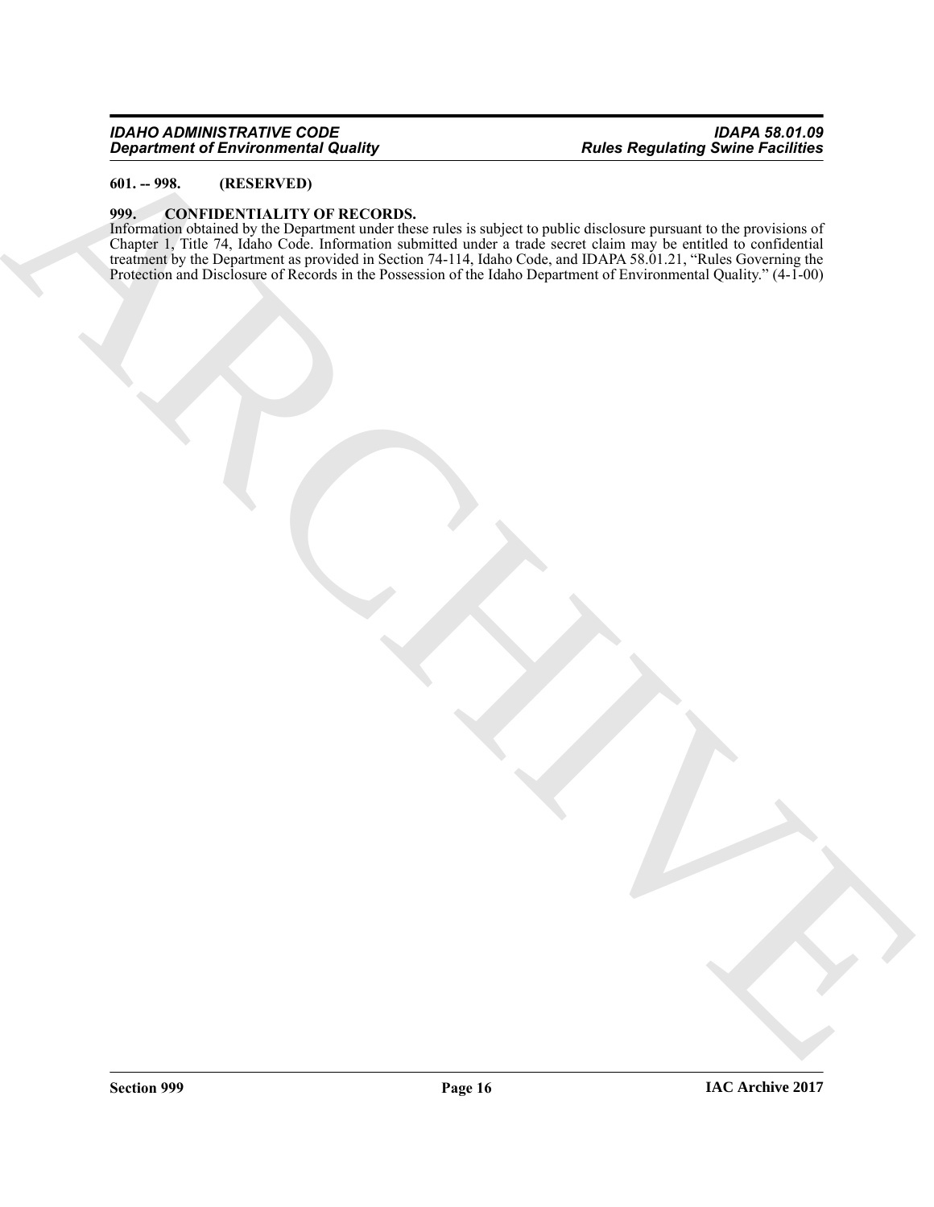**601. -- 998. (RESERVED)**

**999. CONFIDENTIALITY OF RECORDS.**

Information obtained by the Department under these rules is subject to public disclosure pursuant to the provisions of Chapter 1, Title 74, Idaho Code. Information submitted under a trade secret claim may be entitled to confidential treatment by the Department as provided in Section 74-114, Idaho Code, and IDAPA 58.01.21, "Rules Governing the Protection and Disclosure of Records in the Possession of the Idaho Department of Environmental Quality." (4-1-00)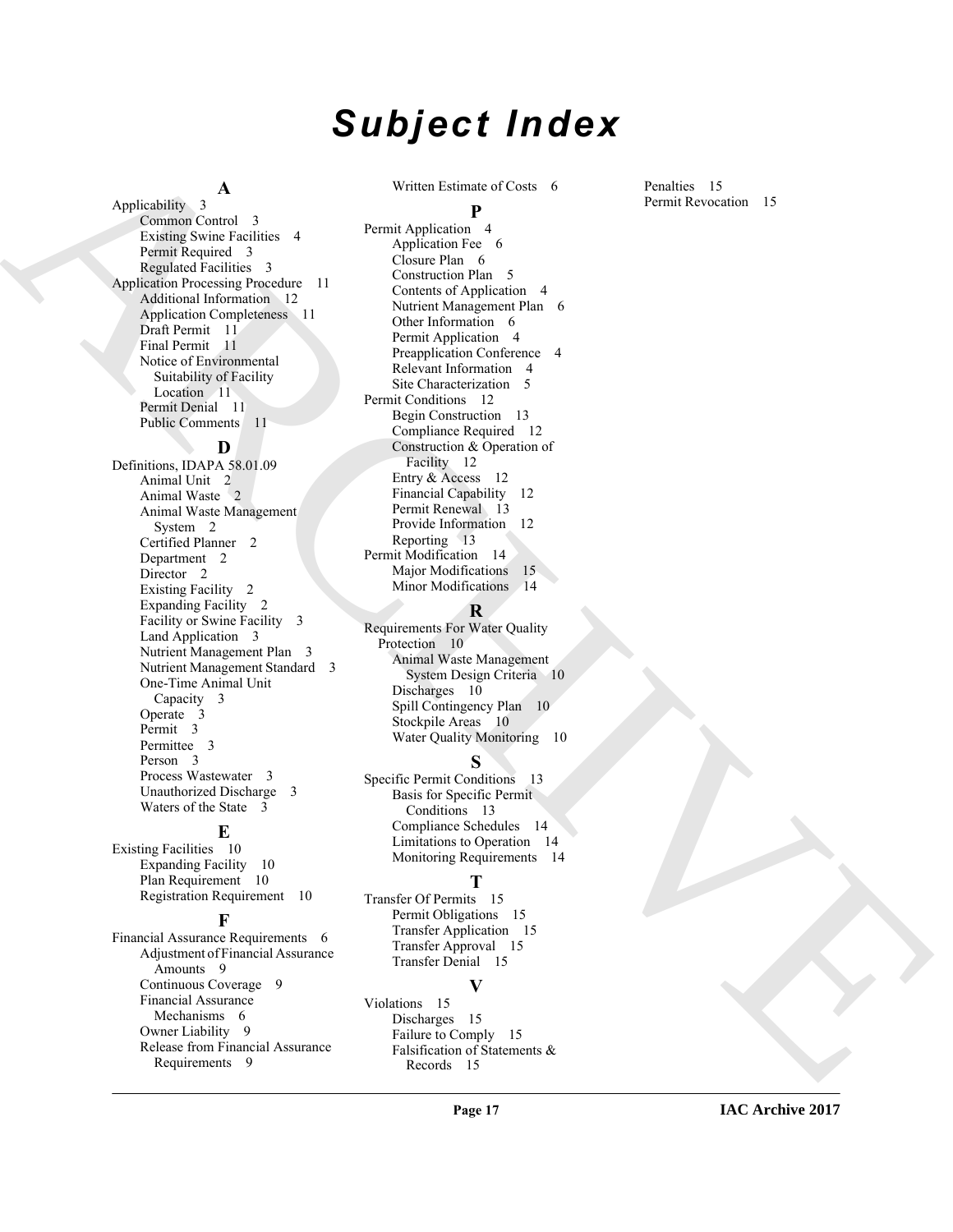# Subject Index

**A**

Applicability 3
- Common Control 3
- Existing Swine Facilities 4
- Permit Required 3
- Regulated Facilities 3

Application Processing Procedure 11
- Additional Information 12
- Application Completeness 11
- Draft Permit 11
- Final Permit 11
- Notice of Environmental Suitability of Facility Location 11
- Permit Denial 11
- Public Comments 11

**D**

Definitions, IDAPA 58.01.09
- Animal Unit 2
- Animal Waste 2
- Animal Waste Management System 2
- Certified Planner 2
- Department 2
- Director 2
- Existing Facility 2
- Expanding Facility 2
- Facility or Swine Facility 3
- Land Application 3
- Nutrient Management Plan 3
- Nutrient Management Standard 3
- One-Time Animal Unit Capacity 3
- Operate 3
- Permit 3
- Permittee 3
- Person 3
- Process Wastewater 3
- Unauthorized Discharge 3
- Waters of the State 3

**E**

Existing Facilities 10
- Expanding Facility 10
- Plan Requirement 10
- Registration Requirement 10

**F**

Financial Assurance Requirements 6
- Adjustment of Financial Assurance Amounts 9
- Continuous Coverage 9
- Financial Assurance Mechanisms 6
- Owner Liability 9
- Release from Financial Assurance Requirements 9
- Written Estimate of Costs 6

**P**

Permit Application 4
- Application Fee 6
- Closure Plan 6
- Construction Plan 5
- Contents of Application 4
- Nutrient Management Plan 6
- Other Information 6
- Permit Application 4
- Preapplication Conference 4
- Relevant Information 4
- Site Characterization 5

Permit Conditions 12
- Begin Construction 13
- Compliance Required 12
- Construction & Operation of Facility 12
- Entry & Access 12
- Financial Capability 12
- Permit Renewal 13
- Provide Information 12
- Reporting 13

Permit Modification 14
- Major Modifications 15
- Minor Modifications 14

**R**

Requirements For Water Quality Protection 10
- Animal Waste Management System Design Criteria 10
- Discharges 10
- Spill Contingency Plan 10
- Stockpile Areas 10
- Water Quality Monitoring 10

**S**

Specific Permit Conditions 13
- Basis for Specific Permit Conditions 13
- Compliance Schedules 14
- Limitations to Operation 14
- Monitoring Requirements 14

**T**

Transfer Of Permits 15
- Permit Obligations 15
- Transfer Application 15
- Transfer Approval 15
- Transfer Denial 15

**V**

Violations 15
- Discharges 15
- Failure to Comply 15
- Falsification of Statements & Records 15
- Penalties 15
- Permit Revocation 15